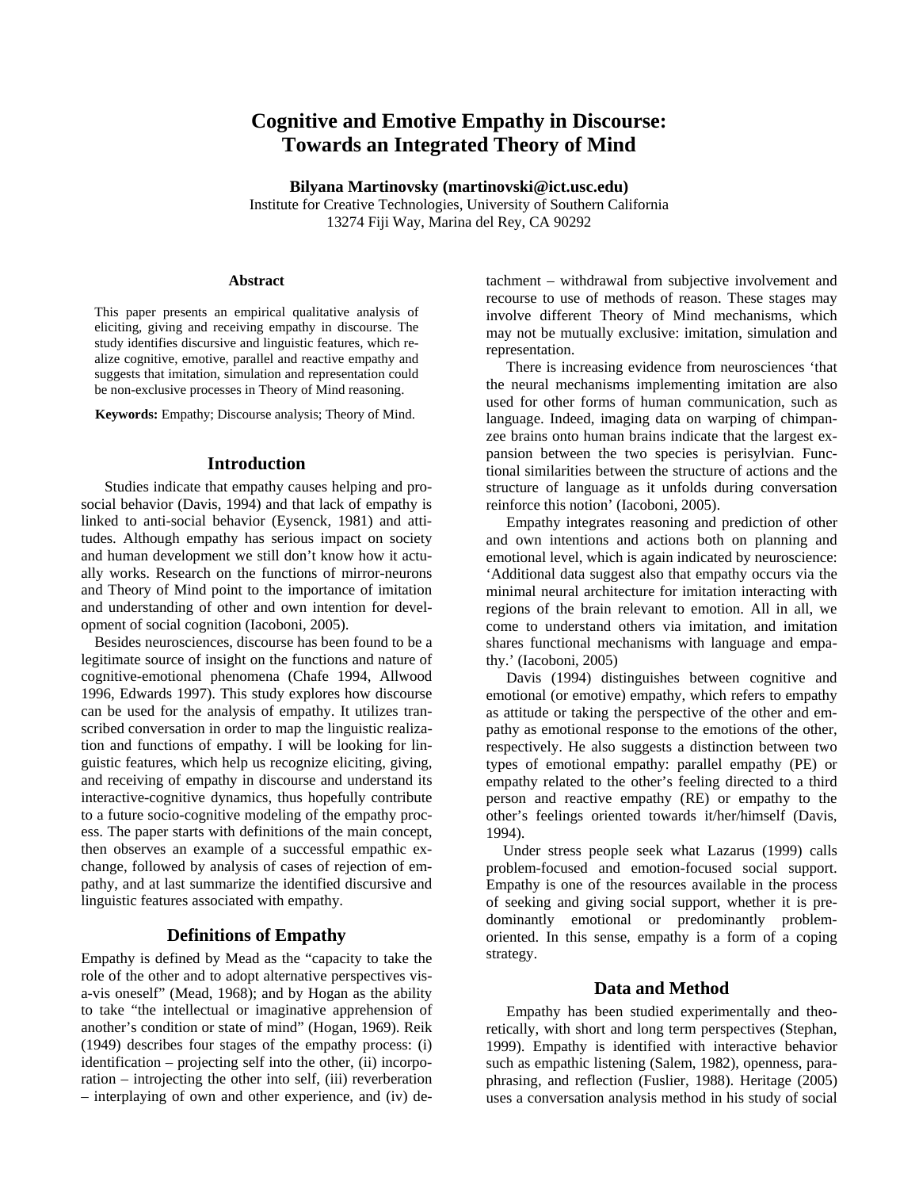# Cognitive and Emotive Empathy in Discourse: Towards an Integrated Theory of Mind

**Bilyana Martinovsky (martinovski@ict.usc.edu)**
Institute for Creative Technologies, University of Southern California
13274 Fiji Way, Marina del Rey, CA 90292

### Abstract

This paper presents an empirical qualitative analysis of eliciting, giving and receiving empathy in discourse. The study identifies discursive and linguistic features, which realize cognitive, emotive, parallel and reactive empathy and suggests that imitation, simulation and representation could be non-exclusive processes in Theory of Mind reasoning.

**Keywords:** Empathy; Discourse analysis; Theory of Mind.

## Introduction

Studies indicate that empathy causes helping and pro-social behavior (Davis, 1994) and that lack of empathy is linked to anti-social behavior (Eysenck, 1981) and attitudes. Although empathy has serious impact on society and human development we still don't know how it actually works. Research on the functions of mirror-neurons and Theory of Mind point to the importance of imitation and understanding of other and own intention for development of social cognition (Iacoboni, 2005).

Besides neurosciences, discourse has been found to be a legitimate source of insight on the functions and nature of cognitive-emotional phenomena (Chafe 1994, Allwood 1996, Edwards 1997). This study explores how discourse can be used for the analysis of empathy. It utilizes transcribed conversation in order to map the linguistic realization and functions of empathy. I will be looking for linguistic features, which help us recognize eliciting, giving, and receiving of empathy in discourse and understand its interactive-cognitive dynamics, thus hopefully contribute to a future socio-cognitive modeling of the empathy process. The paper starts with definitions of the main concept, then observes an example of a successful empathic exchange, followed by analysis of cases of rejection of empathy, and at last summarize the identified discursive and linguistic features associated with empathy.

## Definitions of Empathy

Empathy is defined by Mead as the "capacity to take the role of the other and to adopt alternative perspectives vis-a-vis oneself" (Mead, 1968); and by Hogan as the ability to take "the intellectual or imaginative apprehension of another's condition or state of mind" (Hogan, 1969). Reik (1949) describes four stages of the empathy process: (i) identification – projecting self into the other, (ii) incorporation – introjecting the other into self, (iii) reverberation – interplaying of own and other experience, and (iv) detachment – withdrawal from subjective involvement and recourse to use of methods of reason. These stages may involve different Theory of Mind mechanisms, which may not be mutually exclusive: imitation, simulation and representation.

There is increasing evidence from neurosciences 'that the neural mechanisms implementing imitation are also used for other forms of human communication, such as language. Indeed, imaging data on warping of chimpanzee brains onto human brains indicate that the largest expansion between the two species is perisylvian. Functional similarities between the structure of actions and the structure of language as it unfolds during conversation reinforce this notion' (Iacoboni, 2005).

Empathy integrates reasoning and prediction of other and own intentions and actions both on planning and emotional level, which is again indicated by neuroscience: 'Additional data suggest also that empathy occurs via the minimal neural architecture for imitation interacting with regions of the brain relevant to emotion. All in all, we come to understand others via imitation, and imitation shares functional mechanisms with language and empathy.' (Iacoboni, 2005)

Davis (1994) distinguishes between cognitive and emotional (or emotive) empathy, which refers to empathy as attitude or taking the perspective of the other and empathy as emotional response to the emotions of the other, respectively. He also suggests a distinction between two types of emotional empathy: parallel empathy (PE) or empathy related to the other's feeling directed to a third person and reactive empathy (RE) or empathy to the other's feelings oriented towards it/her/himself (Davis, 1994).

Under stress people seek what Lazarus (1999) calls problem-focused and emotion-focused social support. Empathy is one of the resources available in the process of seeking and giving social support, whether it is predominantly emotional or predominantly problem-oriented. In this sense, empathy is a form of a coping strategy.

## Data and Method

Empathy has been studied experimentally and theoretically, with short and long term perspectives (Stephan, 1999). Empathy is identified with interactive behavior such as empathic listening (Salem, 1982), openness, paraphrasing, and reflection (Fuslier, 1988). Heritage (2005) uses a conversation analysis method in his study of social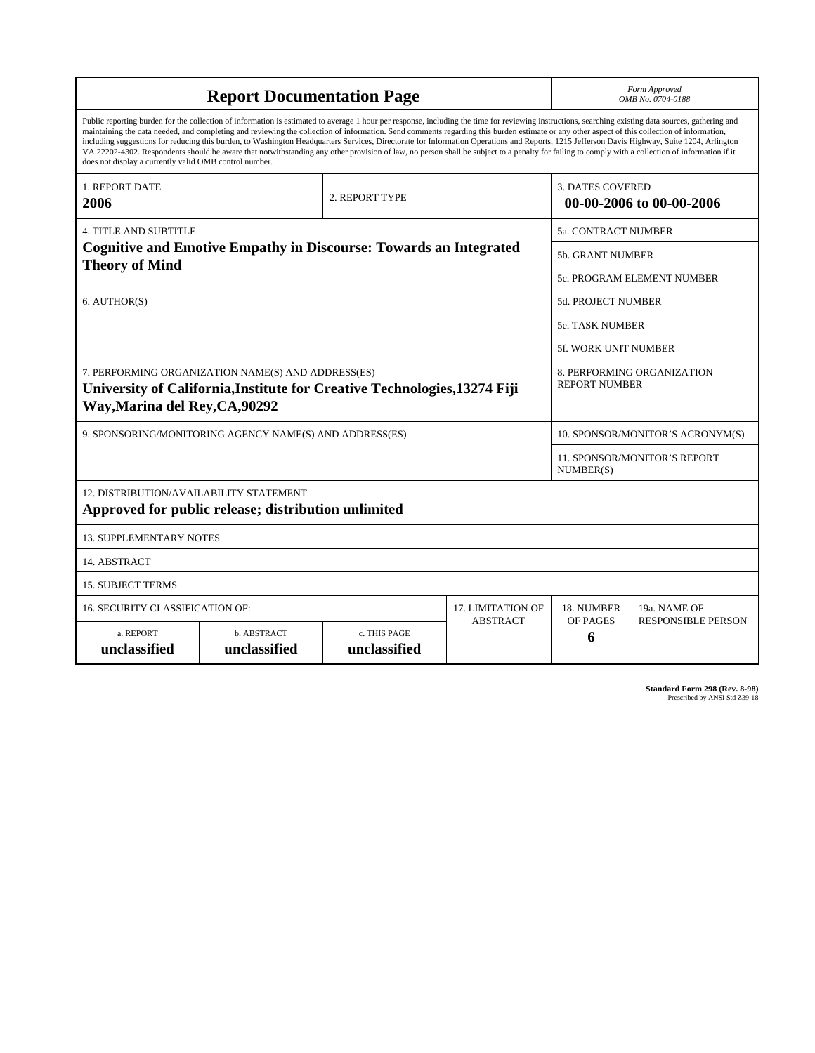# Report Documentation Page

*Form Approved*
*OMB No. 0704-0188*

Public reporting burden for the collection of information is estimated to average 1 hour per response, including the time for reviewing instructions, searching existing data sources, gathering and maintaining the data needed, and completing and reviewing the collection of information. Send comments regarding this burden estimate or any other aspect of this collection of information, including suggestions for reducing this burden, to Washington Headquarters Services, Directorate for Information Operations and Reports, 1215 Jefferson Davis Highway, Suite 1204, Arlington VA 22202-4302. Respondents should be aware that notwithstanding any other provision of law, no person shall be subject to a penalty for failing to comply with a collection of information if it does not display a currently valid OMB control number.

| 1. REPORT DATE | 2. REPORT TYPE | 3. DATES COVERED |
|---|---|---|
| **2006** | | **00-00-2006 to 00-00-2006** |

| 4. TITLE AND SUBTITLE | |
|---|---|
| **Cognitive and Emotive Empathy in Discourse: Towards an Integrated Theory of Mind** | 5a. CONTRACT NUMBER |
| | 5b. GRANT NUMBER |
| | 5c. PROGRAM ELEMENT NUMBER |
| 6. AUTHOR(S) | 5d. PROJECT NUMBER |
| | 5e. TASK NUMBER |
| | 5f. WORK UNIT NUMBER |
| 7. PERFORMING ORGANIZATION NAME(S) AND ADDRESS(ES) **University of California,Institute for Creative Technologies,13274 Fiji Way,Marina del Rey,CA,90292** | 8. PERFORMING ORGANIZATION REPORT NUMBER |
| 9. SPONSORING/MONITORING AGENCY NAME(S) AND ADDRESS(ES) | 10. SPONSOR/MONITOR'S ACRONYM(S) |
| | 11. SPONSOR/MONITOR'S REPORT NUMBER(S) |

12. DISTRIBUTION/AVAILABILITY STATEMENT
**Approved for public release; distribution unlimited**

13. SUPPLEMENTARY NOTES

14. ABSTRACT

15. SUBJECT TERMS

| 16. SECURITY CLASSIFICATION OF: | | | 17. LIMITATION OF ABSTRACT | 18. NUMBER OF PAGES | 19a. NAME OF RESPONSIBLE PERSON |
|---|---|---|---|---|---|
| a. REPORT | b. ABSTRACT | c. THIS PAGE | | | |
| **unclassified** | **unclassified** | **unclassified** | | **6** | |

**Standard Form 298 (Rev. 8-98)**
Prescribed by ANSI Std Z39-18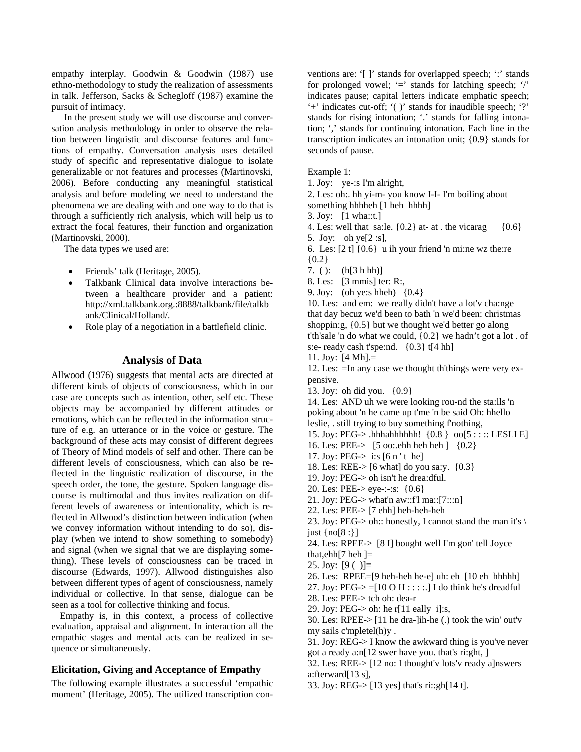empathy interplay. Goodwin & Goodwin (1987) use ethno-methodology to study the realization of assessments in talk. Jefferson, Sacks & Schegloff (1987) examine the pursuit of intimacy.

In the present study we will use discourse and conversation analysis methodology in order to observe the relation between linguistic and discourse features and functions of empathy. Conversation analysis uses detailed study of specific and representative dialogue to isolate generalizable or not features and processes (Martinovski, 2006). Before conducting any meaningful statistical analysis and before modeling we need to understand the phenomena we are dealing with and one way to do that is through a sufficiently rich analysis, which will help us to extract the focal features, their function and organization (Martinovski, 2000).

The data types we used are:

- Friends' talk (Heritage, 2005).
- Talkbank Clinical data involve interactions between a healthcare provider and a patient: http://xml.talkbank.org.:8888/talkbank/file/talkbank/Clinical/Holland/.
- Role play of a negotiation in a battlefield clinic.

## Analysis of Data

Allwood (1976) suggests that mental acts are directed at different kinds of objects of consciousness, which in our case are concepts such as intention, other, self etc. These objects may be accompanied by different attitudes or emotions, which can be reflected in the information structure of e.g. an utterance or in the voice or gesture. The background of these acts may consist of different degrees of Theory of Mind models of self and other. There can be different levels of consciousness, which can also be reflected in the linguistic realization of discourse, in the speech order, the tone, the gesture. Spoken language discourse is multimodal and thus invites realization on different levels of awareness or intentionality, which is reflected in Allwood's distinction between indication (when we convey information without intending to do so), display (when we intend to show something to somebody) and signal (when we signal that we are displaying something). These levels of consciousness can be traced in discourse (Edwards, 1997). Allwood distinguishes also between different types of agent of consciousness, namely individual or collective. In that sense, dialogue can be seen as a tool for collective thinking and focus.

Empathy is, in this context, a process of collective evaluation, appraisal and alignment. In interaction all the empathic stages and mental acts can be realized in sequence or simultaneously.

### Elicitation, Giving and Acceptance of Empathy

The following example illustrates a successful 'empathic moment' (Heritage, 2005). The utilized transcription conventions are: '[ ]' stands for overlapped speech; ':' stands for prolonged vowel; '=' stands for latching speech; '/' indicates pause; capital letters indicate emphatic speech; '+' indicates cut-off; '( )' stands for inaudible speech; '?' stands for rising intonation; '.' stands for falling intonation; ',' stands for continuing intonation. Each line in the transcription indicates an intonation unit; {0.9} stands for seconds of pause.

Example 1:

1. Joy: ye-:s I'm alright,
2. Les: oh:. hh yi-m- you know I-I- I'm boiling about something hhhheh [1 heh hhhh]
3. Joy: [1 wha::t.]
4. Les: well that sa:le. {0.2} at- at . the vicarag {0.6}
5. Joy: oh ye[2 :s],
6. Les: [2 t] {0.6} u ih your friend 'n mi:ne wz the:re {0.2}
7. ( ): (h[3 h hh)]
8. Les: [3 mmis] ter: R:,
9. Joy: (oh ye:s hheh) {0.4}
10. Les: and em: we really didn't have a lot'v cha:nge that day becuz we'd been to bath 'n we'd been: christmas shoppin:g, {0.5} but we thought we'd better go along t'th'sale 'n do what we could, {0.2} we hadn't got a lot . of s:e- ready cash t'spe:nd. {0.3} t[4 hh]
11. Joy: [4 Mh].=
12. Les: =In any case we thought th'things were very expensive.
13. Joy: oh did you. {0.9}
14. Les: AND uh we were looking rou-nd the sta:lls 'n poking about 'n he came up t'me 'n be said Oh: hhello leslie, . still trying to buy something f'nothing,
15. Joy: PEG-> .hhhahhhhhh! {0.8 } oo[5 : : :: LESLI E]
16. Les: PEE-> [5 oo:.ehh heh heh ] {0.2}
17. Joy: PEG-> i:s [6 n ' t he]
18. Les: REE-> [6 what] do you sa:y. {0.3}
19. Joy: PEG-> oh isn't he drea:dful.
20. Les: PEE-> eye-:-:s: {0.6}
21. Joy: PEG-> what'n aw::f'l ma::[7:::n]
22. Les: PEE-> [7 ehh] heh-heh-heh
23. Joy: PEG-> oh:: honestly, I cannot stand the man it's \ just {no[8 :}]
24. Les: RPEE-> [8 I] bought well I'm gon' tell Joyce that,ehh[7 heh ]=
25. Joy: [9 ( )]=
26. Les: RPEE=[9 heh-heh he-e] uh: eh [10 eh hhhhh]
27. Joy: PEG-> =[10 O H : : : :.] I do think he's dreadful
28. Les: PEE-> tch oh: dea-r
29. Joy: PEG-> oh: he r[11 eally i]:s,
30. Les: RPEE-> [11 he dra-]ih-he (.) took the win' out'v my sails c'mpletel(h)y .
31. Joy: REG-> I know the awkward thing is you've never got a ready a:n[12 swer have you. that's ri:ght, ]
32. Les: REE-> [12 no: I thought'v lots'v ready a]nswers a:fterward[13 s],
33. Joy: REG-> [13 yes] that's ri::gh[14 t].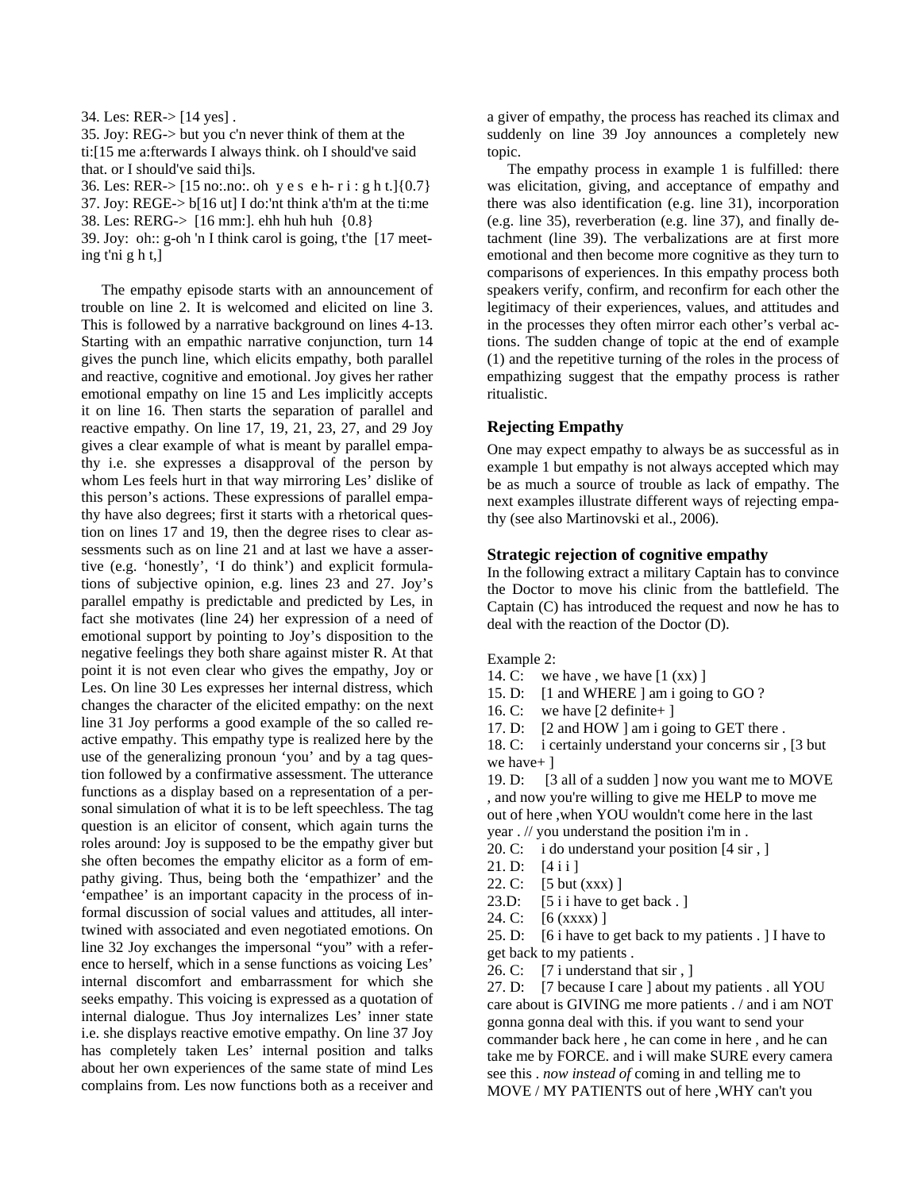34. Les: RER-> [14 yes] .
35. Joy: REG-> but you c'n never think of them at the ti:[15 me a:fterwards I always think. oh I should've said that. or I should've said thi]s.
36. Les: RER-> [15 no:.no:. oh y e s e h- r i : g h t.]{0.7}
37. Joy: REGE-> b[16 ut] I do:'nt think a'th'm at the ti:me
38. Les: RERG-> [16 mm:]. ehh huh huh {0.8}
39. Joy: oh:: g-oh 'n I think carol is going, t'the [17 meeting t'ni g h t,]

The empathy episode starts with an announcement of trouble on line 2. It is welcomed and elicited on line 3. This is followed by a narrative background on lines 4-13. Starting with an empathic narrative conjunction, turn 14 gives the punch line, which elicits empathy, both parallel and reactive, cognitive and emotional. Joy gives her rather emotional empathy on line 15 and Les implicitly accepts it on line 16. Then starts the separation of parallel and reactive empathy. On line 17, 19, 21, 23, 27, and 29 Joy gives a clear example of what is meant by parallel empathy i.e. she expresses a disapproval of the person by whom Les feels hurt in that way mirroring Les' dislike of this person's actions. These expressions of parallel empathy have also degrees; first it starts with a rhetorical question on lines 17 and 19, then the degree rises to clear assessments such as on line 21 and at last we have a assertive (e.g. 'honestly', 'I do think') and explicit formulations of subjective opinion, e.g. lines 23 and 27. Joy's parallel empathy is predictable and predicted by Les, in fact she motivates (line 24) her expression of a need of emotional support by pointing to Joy's disposition to the negative feelings they both share against mister R. At that point it is not even clear who gives the empathy, Joy or Les. On line 30 Les expresses her internal distress, which changes the character of the elicited empathy: on the next line 31 Joy performs a good example of the so called reactive empathy. This empathy type is realized here by the use of the generalizing pronoun 'you' and by a tag question followed by a confirmative assessment. The utterance functions as a display based on a representation of a personal simulation of what it is to be left speechless. The tag question is an elicitor of consent, which again turns the roles around: Joy is supposed to be the empathy giver but she often becomes the empathy elicitor as a form of empathy giving. Thus, being both the 'empathizer' and the 'empathee' is an important capacity in the process of informal discussion of social values and attitudes, all intertwined with associated and even negotiated emotions. On line 32 Joy exchanges the impersonal "you" with a reference to herself, which in a sense functions as voicing Les' internal discomfort and embarrassment for which she seeks empathy. This voicing is expressed as a quotation of internal dialogue. Thus Joy internalizes Les' inner state i.e. she displays reactive emotive empathy. On line 37 Joy has completely taken Les' internal position and talks about her own experiences of the same state of mind Les complains from. Les now functions both as a receiver and a giver of empathy, the process has reached its climax and suddenly on line 39 Joy announces a completely new topic.

The empathy process in example 1 is fulfilled: there was elicitation, giving, and acceptance of empathy and there was also identification (e.g. line 31), incorporation (e.g. line 35), reverberation (e.g. line 37), and finally detachment (line 39). The verbalizations are at first more emotional and then become more cognitive as they turn to comparisons of experiences. In this empathy process both speakers verify, confirm, and reconfirm for each other the legitimacy of their experiences, values, and attitudes and in the processes they often mirror each other's verbal actions. The sudden change of topic at the end of example (1) and the repetitive turning of the roles in the process of empathizing suggest that the empathy process is rather ritualistic.

## Rejecting Empathy

One may expect empathy to always be as successful as in example 1 but empathy is not always accepted which may be as much a source of trouble as lack of empathy. The next examples illustrate different ways of rejecting empathy (see also Martinovski et al., 2006).

### Strategic rejection of cognitive empathy

In the following extract a military Captain has to convince the Doctor to move his clinic from the battlefield. The Captain (C) has introduced the request and now he has to deal with the reaction of the Doctor (D).

Example 2:
14. C: we have , we have [1 (xx) ]
15. D: [1 and WHERE ] am i going to GO ?
16. C: we have [2 definite+ ]
17. D: [2 and HOW ] am i going to GET there .
18. C: i certainly understand your concerns sir , [3 but we have+ ]
19. D: [3 all of a sudden ] now you want me to MOVE , and now you're willing to give me HELP to move me out of here ,when YOU wouldn't come here in the last year . // you understand the position i'm in .
20. C: i do understand your position [4 sir , ]
21. D: [4 i i ]
22. C: [5 but (xxx) ]
23.D: [5 i i have to get back . ]
24. C: [6 (xxxx) ]
25. D: [6 i have to get back to my patients . ] I have to get back to my patients .
26. C: [7 i understand that sir , ]
27. D: [7 because I care ] about my patients . all YOU care about is GIVING me more patients . / and i am NOT gonna gonna deal with this. if you want to send your commander back here , he can come in here , and he can take me by FORCE. and i will make SURE every camera see this . *now instead of* coming in and telling me to MOVE / MY PATIENTS out of here ,WHY can't you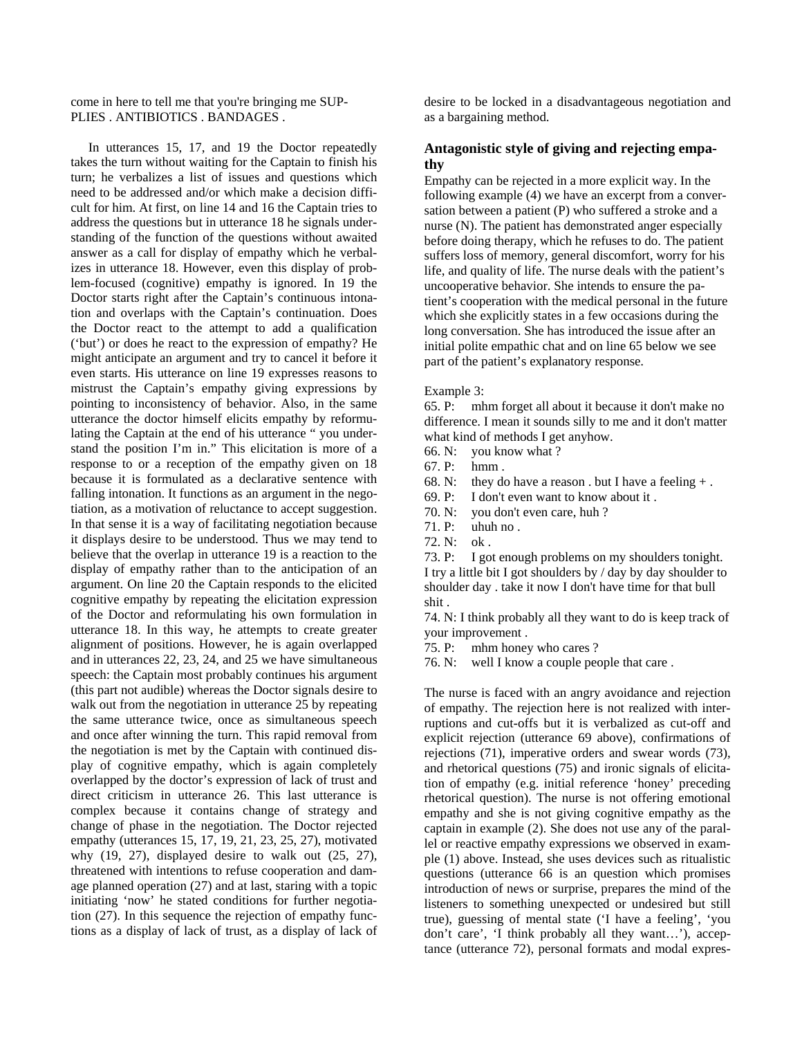come in here to tell me that you're bringing me SUPPLIES . ANTIBIOTICS . BANDAGES .

In utterances 15, 17, and 19 the Doctor repeatedly takes the turn without waiting for the Captain to finish his turn; he verbalizes a list of issues and questions which need to be addressed and/or which make a decision difficult for him. At first, on line 14 and 16 the Captain tries to address the questions but in utterance 18 he signals understanding of the function of the questions without awaited answer as a call for display of empathy which he verbalizes in utterance 18. However, even this display of problem-focused (cognitive) empathy is ignored. In 19 the Doctor starts right after the Captain's continuous intonation and overlaps with the Captain's continuation. Does the Doctor react to the attempt to add a qualification ('but') or does he react to the expression of empathy? He might anticipate an argument and try to cancel it before it even starts. His utterance on line 19 expresses reasons to mistrust the Captain's empathy giving expressions by pointing to inconsistency of behavior. Also, in the same utterance the doctor himself elicits empathy by reformulating the Captain at the end of his utterance " you understand the position I'm in." This elicitation is more of a response to or a reception of the empathy given on 18 because it is formulated as a declarative sentence with falling intonation. It functions as an argument in the negotiation, as a motivation of reluctance to accept suggestion. In that sense it is a way of facilitating negotiation because it displays desire to be understood. Thus we may tend to believe that the overlap in utterance 19 is a reaction to the display of empathy rather than to the anticipation of an argument. On line 20 the Captain responds to the elicited cognitive empathy by repeating the elicitation expression of the Doctor and reformulating his own formulation in utterance 18. In this way, he attempts to create greater alignment of positions. However, he is again overlapped and in utterances 22, 23, 24, and 25 we have simultaneous speech: the Captain most probably continues his argument (this part not audible) whereas the Doctor signals desire to walk out from the negotiation in utterance 25 by repeating the same utterance twice, once as simultaneous speech and once after winning the turn. This rapid removal from the negotiation is met by the Captain with continued display of cognitive empathy, which is again completely overlapped by the doctor's expression of lack of trust and direct criticism in utterance 26. This last utterance is complex because it contains change of strategy and change of phase in the negotiation. The Doctor rejected empathy (utterances 15, 17, 19, 21, 23, 25, 27), motivated why (19, 27), displayed desire to walk out (25, 27), threatened with intentions to refuse cooperation and damage planned operation (27) and at last, staring with a topic initiating 'now' he stated conditions for further negotiation (27). In this sequence the rejection of empathy functions as a display of lack of trust, as a display of lack of desire to be locked in a disadvantageous negotiation and as a bargaining method.

## Antagonistic style of giving and rejecting empathy

Empathy can be rejected in a more explicit way. In the following example (4) we have an excerpt from a conversation between a patient (P) who suffered a stroke and a nurse (N). The patient has demonstrated anger especially before doing therapy, which he refuses to do. The patient suffers loss of memory, general discomfort, worry for his life, and quality of life. The nurse deals with the patient's uncooperative behavior. She intends to ensure the patient's cooperation with the medical personal in the future which she explicitly states in a few occasions during the long conversation. She has introduced the issue after an initial polite empathic chat and on line 65 below we see part of the patient's explanatory response.

Example 3:

65. P: mhm forget all about it because it don't make no difference. I mean it sounds silly to me and it don't matter what kind of methods I get anyhow.
66. N: you know what ?
67. P: hmm .
68. N: they do have a reason . but I have a feeling + .
69. P: I don't even want to know about it .
70. N: you don't even care, huh ?
71. P: uhuh no .
72. N: ok .
73. P: I got enough problems on my shoulders tonight. I try a little bit I got shoulders by / day by day shoulder to shoulder day . take it now I don't have time for that bull shit .
74. N: I think probably all they want to do is keep track of your improvement .
75. P: mhm honey who cares ?
76. N: well I know a couple people that care .

The nurse is faced with an angry avoidance and rejection of empathy. The rejection here is not realized with interruptions and cut-offs but it is verbalized as cut-off and explicit rejection (utterance 69 above), confirmations of rejections (71), imperative orders and swear words (73), and rhetorical questions (75) and ironic signals of elicitation of empathy (e.g. initial reference 'honey' preceding rhetorical question). The nurse is not offering emotional empathy and she is not giving cognitive empathy as the captain in example (2). She does not use any of the parallel or reactive empathy expressions we observed in example (1) above. Instead, she uses devices such as ritualistic questions (utterance 66 is an question which promises introduction of news or surprise, prepares the mind of the listeners to something unexpected or undesired but still true), guessing of mental state ('I have a feeling', 'you don't care', 'I think probably all they want…'), acceptance (utterance 72), personal formats and modal expres-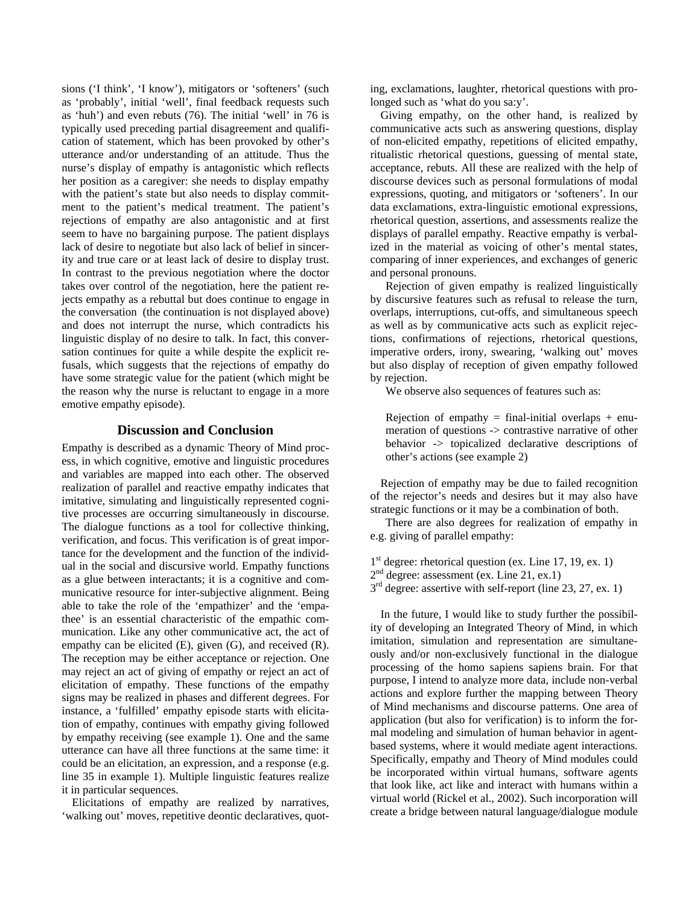sions ('I think', 'I know'), mitigators or 'softeners' (such as 'probably', initial 'well', final feedback requests such as 'huh') and even rebuts (76). The initial 'well' in 76 is typically used preceding partial disagreement and qualification of statement, which has been provoked by other's utterance and/or understanding of an attitude. Thus the nurse's display of empathy is antagonistic which reflects her position as a caregiver: she needs to display empathy with the patient's state but also needs to display commitment to the patient's medical treatment. The patient's rejections of empathy are also antagonistic and at first seem to have no bargaining purpose. The patient displays lack of desire to negotiate but also lack of belief in sincerity and true care or at least lack of desire to display trust. In contrast to the previous negotiation where the doctor takes over control of the negotiation, here the patient rejects empathy as a rebuttal but does continue to engage in the conversation (the continuation is not displayed above) and does not interrupt the nurse, which contradicts his linguistic display of no desire to talk. In fact, this conversation continues for quite a while despite the explicit refusals, which suggests that the rejections of empathy do have some strategic value for the patient (which might be the reason why the nurse is reluctant to engage in a more emotive empathy episode).

## Discussion and Conclusion

Empathy is described as a dynamic Theory of Mind process, in which cognitive, emotive and linguistic procedures and variables are mapped into each other. The observed realization of parallel and reactive empathy indicates that imitative, simulating and linguistically represented cognitive processes are occurring simultaneously in discourse. The dialogue functions as a tool for collective thinking, verification, and focus. This verification is of great importance for the development and the function of the individual in the social and discursive world. Empathy functions as a glue between interactants; it is a cognitive and communicative resource for inter-subjective alignment. Being able to take the role of the 'empathizer' and the 'empathee' is an essential characteristic of the empathic communication. Like any other communicative act, the act of empathy can be elicited (E), given (G), and received (R). The reception may be either acceptance or rejection. One may reject an act of giving of empathy or reject an act of elicitation of empathy. These functions of the empathy signs may be realized in phases and different degrees. For instance, a 'fulfilled' empathy episode starts with elicitation of empathy, continues with empathy giving followed by empathy receiving (see example 1). One and the same utterance can have all three functions at the same time: it could be an elicitation, an expression, and a response (e.g. line 35 in example 1). Multiple linguistic features realize it in particular sequences.

Elicitations of empathy are realized by narratives, 'walking out' moves, repetitive deontic declaratives, quoting, exclamations, laughter, rhetorical questions with prolonged such as 'what do you sa:y'.

Giving empathy, on the other hand, is realized by communicative acts such as answering questions, display of non-elicited empathy, repetitions of elicited empathy, ritualistic rhetorical questions, guessing of mental state, acceptance, rebuts. All these are realized with the help of discourse devices such as personal formulations of modal expressions, quoting, and mitigators or 'softeners'. In our data exclamations, extra-linguistic emotional expressions, rhetorical question, assertions, and assessments realize the displays of parallel empathy. Reactive empathy is verbalized in the material as voicing of other's mental states, comparing of inner experiences, and exchanges of generic and personal pronouns.

Rejection of given empathy is realized linguistically by discursive features such as refusal to release the turn, overlaps, interruptions, cut-offs, and simultaneous speech as well as by communicative acts such as explicit rejections, confirmations of rejections, rhetorical questions, imperative orders, irony, swearing, 'walking out' moves but also display of reception of given empathy followed by rejection.

We observe also sequences of features such as:

> Rejection of empathy = final-initial overlaps + enumeration of questions -> contrastive narrative of other behavior -> topicalized declarative descriptions of other's actions (see example 2)

Rejection of empathy may be due to failed recognition of the rejector's needs and desires but it may also have strategic functions or it may be a combination of both.

There are also degrees for realization of empathy in e.g. giving of parallel empathy:

1st degree: rhetorical question (ex. Line 17, 19, ex. 1)
2nd degree: assessment (ex. Line 21, ex.1)
3rd degree: assertive with self-report (line 23, 27, ex. 1)

In the future, I would like to study further the possibility of developing an Integrated Theory of Mind, in which imitation, simulation and representation are simultaneously and/or non-exclusively functional in the dialogue processing of the homo sapiens sapiens brain. For that purpose, I intend to analyze more data, include non-verbal actions and explore further the mapping between Theory of Mind mechanisms and discourse patterns. One area of application (but also for verification) is to inform the formal modeling and simulation of human behavior in agent-based systems, where it would mediate agent interactions. Specifically, empathy and Theory of Mind modules could be incorporated within virtual humans, software agents that look like, act like and interact with humans within a virtual world (Rickel et al., 2002). Such incorporation will create a bridge between natural language/dialogue module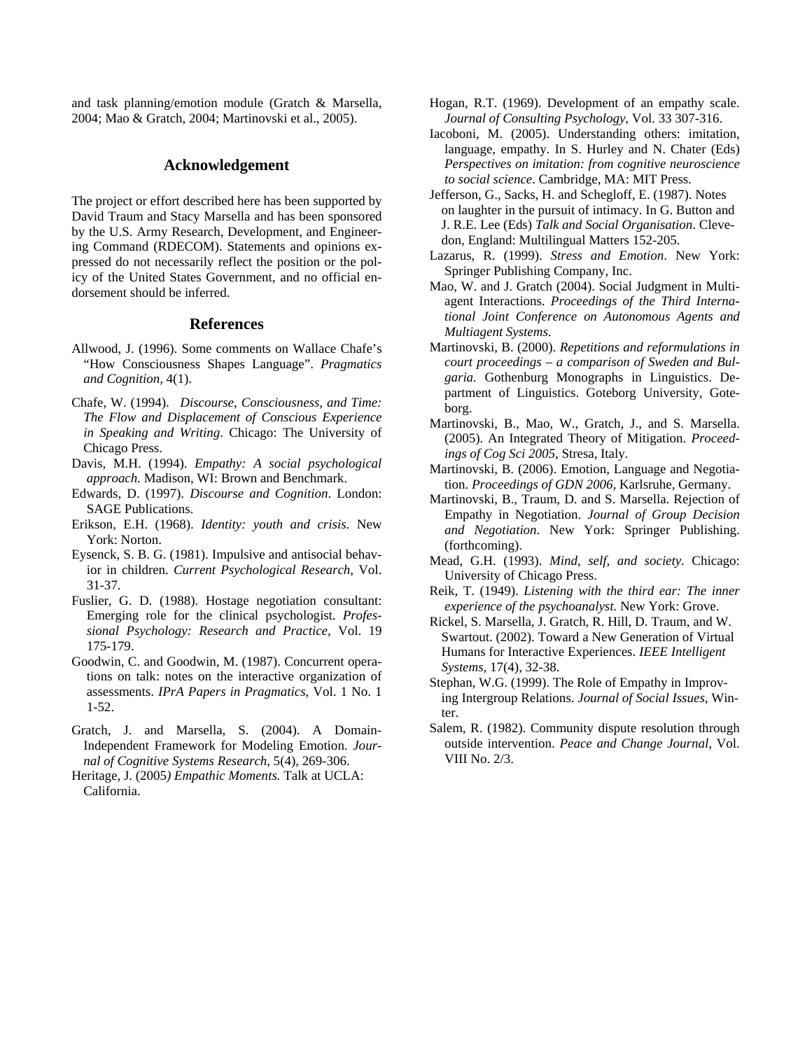and task planning/emotion module (Gratch & Marsella, 2004; Mao & Gratch, 2004; Martinovski et al., 2005).

## Acknowledgement

The project or effort described here has been supported by David Traum and Stacy Marsella and has been sponsored by the U.S. Army Research, Development, and Engineering Command (RDECOM). Statements and opinions expressed do not necessarily reflect the position or the policy of the United States Government, and no official endorsement should be inferred.

## References

Allwood, J. (1996). Some comments on Wallace Chafe's "How Consciousness Shapes Language". *Pragmatics and Cognition,* 4(1).

Chafe, W. (1994). *Discourse, Consciousness, and Time: The Flow and Displacement of Conscious Experience in Speaking and Writing*. Chicago: The University of Chicago Press.

Davis, M.H. (1994). *Empathy: A social psychological approach.* Madison, WI: Brown and Benchmark.

Edwards, D. (1997). *Discourse and Cognition*. London: SAGE Publications.

Erikson, E.H. (1968). *Identity: youth and crisis*. New York: Norton.

Eysenck, S. B. G. (1981). Impulsive and antisocial behavior in children. *Current Psychological Research,* Vol. 31-37.

Fuslier, G. D. (1988). Hostage negotiation consultant: Emerging role for the clinical psychologist. *Professional Psychology: Research and Practice*, Vol. 19 175-179.

Goodwin, C. and Goodwin, M. (1987). Concurrent operations on talk: notes on the interactive organization of assessments. *IPrA Papers in Pragmatics*, Vol. 1 No. 1 1-52.

Gratch, J. and Marsella, S. (2004). A Domain-Independent Framework for Modeling Emotion. *Journal of Cognitive Systems Research*, 5(4), 269-306.

Heritage, J. (2005*) Empathic Moments.* Talk at UCLA: California.

Hogan, R.T. (1969). Development of an empathy scale. *Journal of Consulting Psychology*, Vol. 33 307-316.

Iacoboni, M. (2005). Understanding others: imitation, language, empathy. In S. Hurley and N. Chater (Eds) *Perspectives on imitation: from cognitive neuroscience to social science*. Cambridge, MA: MIT Press.

Jefferson, G., Sacks, H. and Schegloff, E. (1987). Notes on laughter in the pursuit of intimacy. In G. Button and J. R.E. Lee (Eds) *Talk and Social Organisation*. Clevedon, England: Multilingual Matters 152-205.

Lazarus, R. (1999). *Stress and Emotion*. New York: Springer Publishing Company, Inc.

Mao, W. and J. Gratch (2004). Social Judgment in Multi-agent Interactions. *Proceedings of the Third International Joint Conference on Autonomous Agents and Multiagent Systems*.

Martinovski, B. (2000). *Repetitions and reformulations in court proceedings – a comparison of Sweden and Bulgaria*. Gothenburg Monographs in Linguistics. Department of Linguistics. Goteborg University, Goteborg.

Martinovski, B., Mao, W., Gratch, J., and S. Marsella. (2005). An Integrated Theory of Mitigation. *Proceedings of Cog Sci 2005*, Stresa, Italy.

Martinovski, B. (2006). Emotion, Language and Negotiation. *Proceedings of GDN 2006*, Karlsruhe, Germany.

Martinovski, B., Traum, D. and S. Marsella. Rejection of Empathy in Negotiation. *Journal of Group Decision and Negotiation*. New York: Springer Publishing. (forthcoming).

Mead, G.H. (1993). *Mind, self, and society.* Chicago: University of Chicago Press.

Reik, T. (1949). *Listening with the third ear: The inner experience of the psychoanalyst*. New York: Grove.

Rickel, S. Marsella, J. Gratch, R. Hill, D. Traum, and W. Swartout. (2002). Toward a New Generation of Virtual Humans for Interactive Experiences. *IEEE Intelligent Systems*, 17(4), 32-38.

Stephan, W.G. (1999). The Role of Empathy in Improving Intergroup Relations. *Journal of Social Issues*, Winter.

Salem, R. (1982). Community dispute resolution through outside intervention. *Peace and Change Journal*, Vol. VIII No. 2/3.